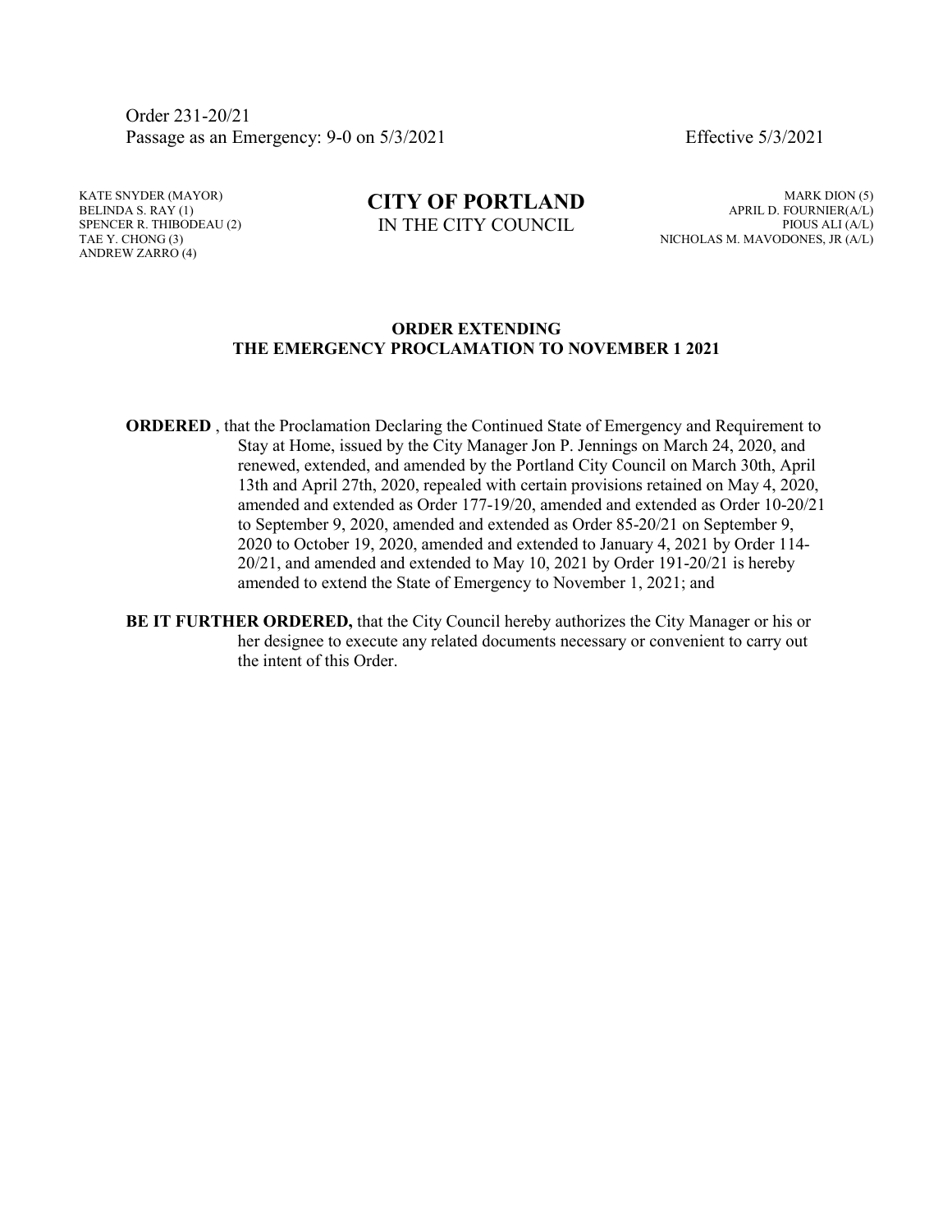Order 231-20/21
Passage as an Emergency: 9-0 on 5/3/2021 Effective 5/3/2021

KATE SNYDER (MAYOR)
BELINDA S. RAY (1)
SPENCER R. THIBODEAU (2)
TAE Y. CHONG (3)
ANDREW ZARRO (4)

**CITY OF PORTLAND**
IN THE CITY COUNCIL

MARK DION (5)
APRIL D. FOURNIER(A/L)
PIOUS ALI (A/L)
NICHOLAS M. MAVODONES, JR (A/L)

## ORDER EXTENDING THE EMERGENCY PROCLAMATION TO NOVEMBER 1 2021

**ORDERED** , that the Proclamation Declaring the Continued State of Emergency and Requirement to Stay at Home, issued by the City Manager Jon P. Jennings on March 24, 2020, and renewed, extended, and amended by the Portland City Council on March 30th, April 13th and April 27th, 2020, repealed with certain provisions retained on May 4, 2020, amended and extended as Order 177-19/20, amended and extended as Order 10-20/21 to September 9, 2020, amended and extended as Order 85-20/21 on September 9, 2020 to October 19, 2020, amended and extended to January 4, 2021 by Order 114-20/21, and amended and extended to May 10, 2021 by Order 191-20/21 is hereby amended to extend the State of Emergency to November 1, 2021; and

**BE IT FURTHER ORDERED,** that the City Council hereby authorizes the City Manager or his or her designee to execute any related documents necessary or convenient to carry out the intent of this Order.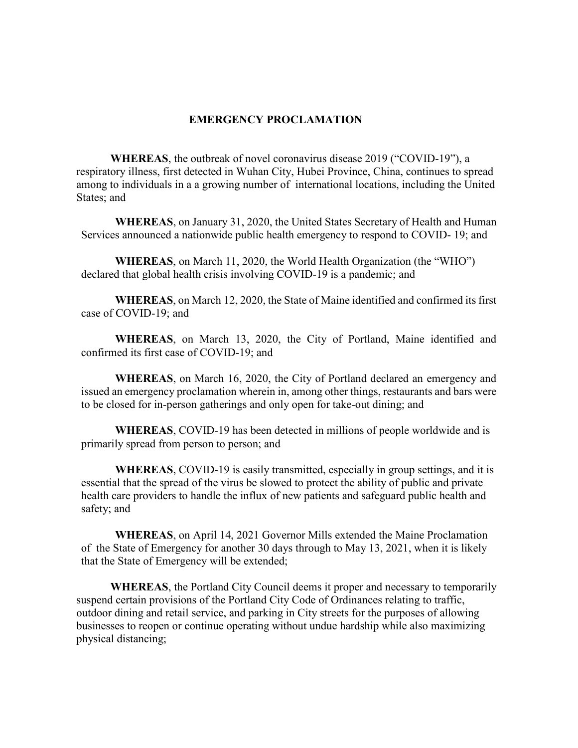## EMERGENCY PROCLAMATION

**WHEREAS**, the outbreak of novel coronavirus disease 2019 ("COVID-19"), a respiratory illness, first detected in Wuhan City, Hubei Province, China, continues to spread among to individuals in a a growing number of international locations, including the United States; and

**WHEREAS**, on January 31, 2020, the United States Secretary of Health and Human Services announced a nationwide public health emergency to respond to COVID- 19; and

**WHEREAS**, on March 11, 2020, the World Health Organization (the "WHO") declared that global health crisis involving COVID-19 is a pandemic; and

**WHEREAS**, on March 12, 2020, the State of Maine identified and confirmed its first case of COVID-19; and

**WHEREAS**, on March 13, 2020, the City of Portland, Maine identified and confirmed its first case of COVID-19; and

**WHEREAS**, on March 16, 2020, the City of Portland declared an emergency and issued an emergency proclamation wherein in, among other things, restaurants and bars were to be closed for in-person gatherings and only open for take-out dining; and

**WHEREAS**, COVID-19 has been detected in millions of people worldwide and is primarily spread from person to person; and

**WHEREAS**, COVID-19 is easily transmitted, especially in group settings, and it is essential that the spread of the virus be slowed to protect the ability of public and private health care providers to handle the influx of new patients and safeguard public health and safety; and

**WHEREAS**, on April 14, 2021 Governor Mills extended the Maine Proclamation of the State of Emergency for another 30 days through to May 13, 2021, when it is likely that the State of Emergency will be extended;

**WHEREAS**, the Portland City Council deems it proper and necessary to temporarily suspend certain provisions of the Portland City Code of Ordinances relating to traffic, outdoor dining and retail service, and parking in City streets for the purposes of allowing businesses to reopen or continue operating without undue hardship while also maximizing physical distancing;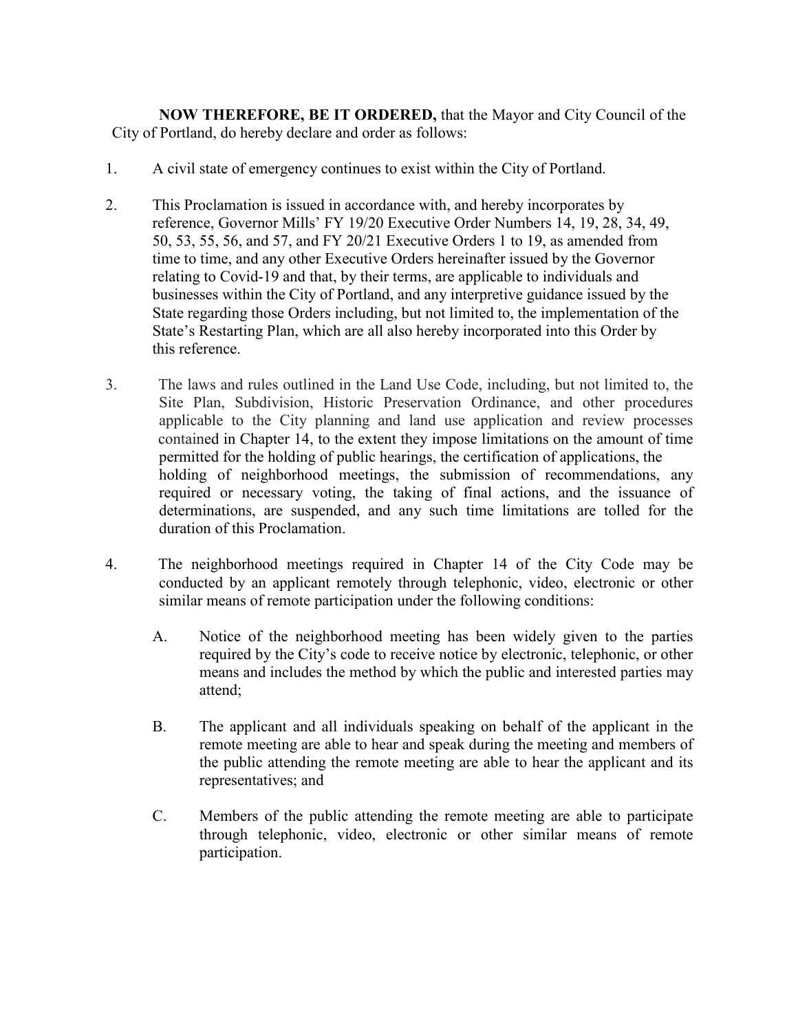**NOW THEREFORE, BE IT ORDERED,** that the Mayor and City Council of the City of Portland, do hereby declare and order as follows:

1. A civil state of emergency continues to exist within the City of Portland.

2. This Proclamation is issued in accordance with, and hereby incorporates by reference, Governor Mills' FY 19/20 Executive Order Numbers 14, 19, 28, 34, 49, 50, 53, 55, 56, and 57, and FY 20/21 Executive Orders 1 to 19, as amended from time to time, and any other Executive Orders hereinafter issued by the Governor relating to Covid-19 and that, by their terms, are applicable to individuals and businesses within the City of Portland, and any interpretive guidance issued by the State regarding those Orders including, but not limited to, the implementation of the State's Restarting Plan, which are all also hereby incorporated into this Order by this reference.

3. The laws and rules outlined in the Land Use Code, including, but not limited to, the Site Plan, Subdivision, Historic Preservation Ordinance, and other procedures applicable to the City planning and land use application and review processes contained in Chapter 14, to the extent they impose limitations on the amount of time permitted for the holding of public hearings, the certification of applications, the holding of neighborhood meetings, the submission of recommendations, any required or necessary voting, the taking of final actions, and the issuance of determinations, are suspended, and any such time limitations are tolled for the duration of this Proclamation.

4. The neighborhood meetings required in Chapter 14 of the City Code may be conducted by an applicant remotely through telephonic, video, electronic or other similar means of remote participation under the following conditions:

   A. Notice of the neighborhood meeting has been widely given to the parties required by the City's code to receive notice by electronic, telephonic, or other means and includes the method by which the public and interested parties may attend;

   B. The applicant and all individuals speaking on behalf of the applicant in the remote meeting are able to hear and speak during the meeting and members of the public attending the remote meeting are able to hear the applicant and its representatives; and

   C. Members of the public attending the remote meeting are able to participate through telephonic, video, electronic or other similar means of remote participation.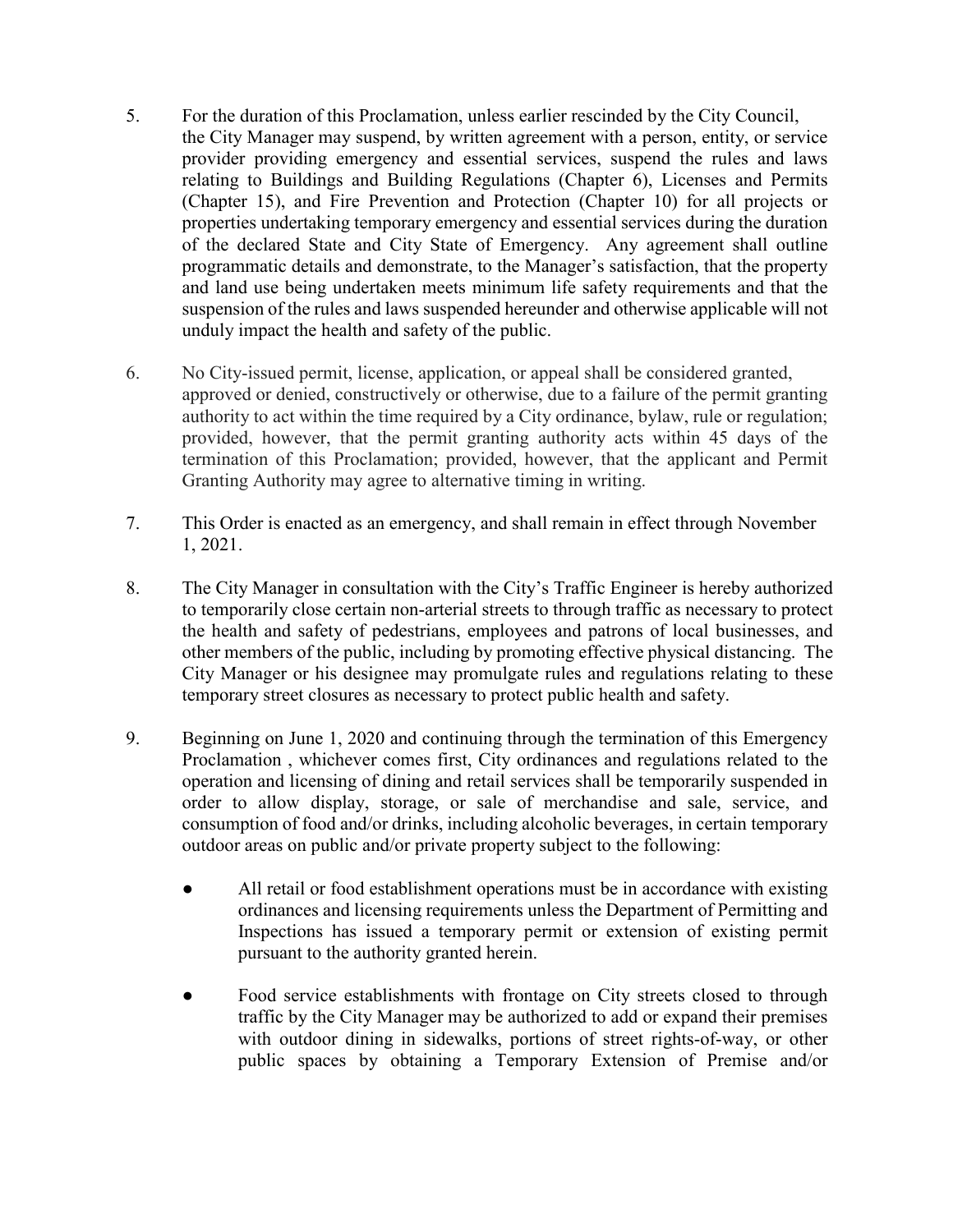5. For the duration of this Proclamation, unless earlier rescinded by the City Council, the City Manager may suspend, by written agreement with a person, entity, or service provider providing emergency and essential services, suspend the rules and laws relating to Buildings and Building Regulations (Chapter 6), Licenses and Permits (Chapter 15), and Fire Prevention and Protection (Chapter 10) for all projects or properties undertaking temporary emergency and essential services during the duration of the declared State and City State of Emergency. Any agreement shall outline programmatic details and demonstrate, to the Manager's satisfaction, that the property and land use being undertaken meets minimum life safety requirements and that the suspension of the rules and laws suspended hereunder and otherwise applicable will not unduly impact the health and safety of the public.

6. No City-issued permit, license, application, or appeal shall be considered granted, approved or denied, constructively or otherwise, due to a failure of the permit granting authority to act within the time required by a City ordinance, bylaw, rule or regulation; provided, however, that the permit granting authority acts within 45 days of the termination of this Proclamation; provided, however, that the applicant and Permit Granting Authority may agree to alternative timing in writing.

7. This Order is enacted as an emergency, and shall remain in effect through November 1, 2021.

8. The City Manager in consultation with the City's Traffic Engineer is hereby authorized to temporarily close certain non-arterial streets to through traffic as necessary to protect the health and safety of pedestrians, employees and patrons of local businesses, and other members of the public, including by promoting effective physical distancing. The City Manager or his designee may promulgate rules and regulations relating to these temporary street closures as necessary to protect public health and safety.

9. Beginning on June 1, 2020 and continuing through the termination of this Emergency Proclamation , whichever comes first, City ordinances and regulations related to the operation and licensing of dining and retail services shall be temporarily suspended in order to allow display, storage, or sale of merchandise and sale, service, and consumption of food and/or drinks, including alcoholic beverages, in certain temporary outdoor areas on public and/or private property subject to the following:

   - All retail or food establishment operations must be in accordance with existing ordinances and licensing requirements unless the Department of Permitting and Inspections has issued a temporary permit or extension of existing permit pursuant to the authority granted herein.

   - Food service establishments with frontage on City streets closed to through traffic by the City Manager may be authorized to add or expand their premises with outdoor dining in sidewalks, portions of street rights-of-way, or other public spaces by obtaining a Temporary Extension of Premise and/or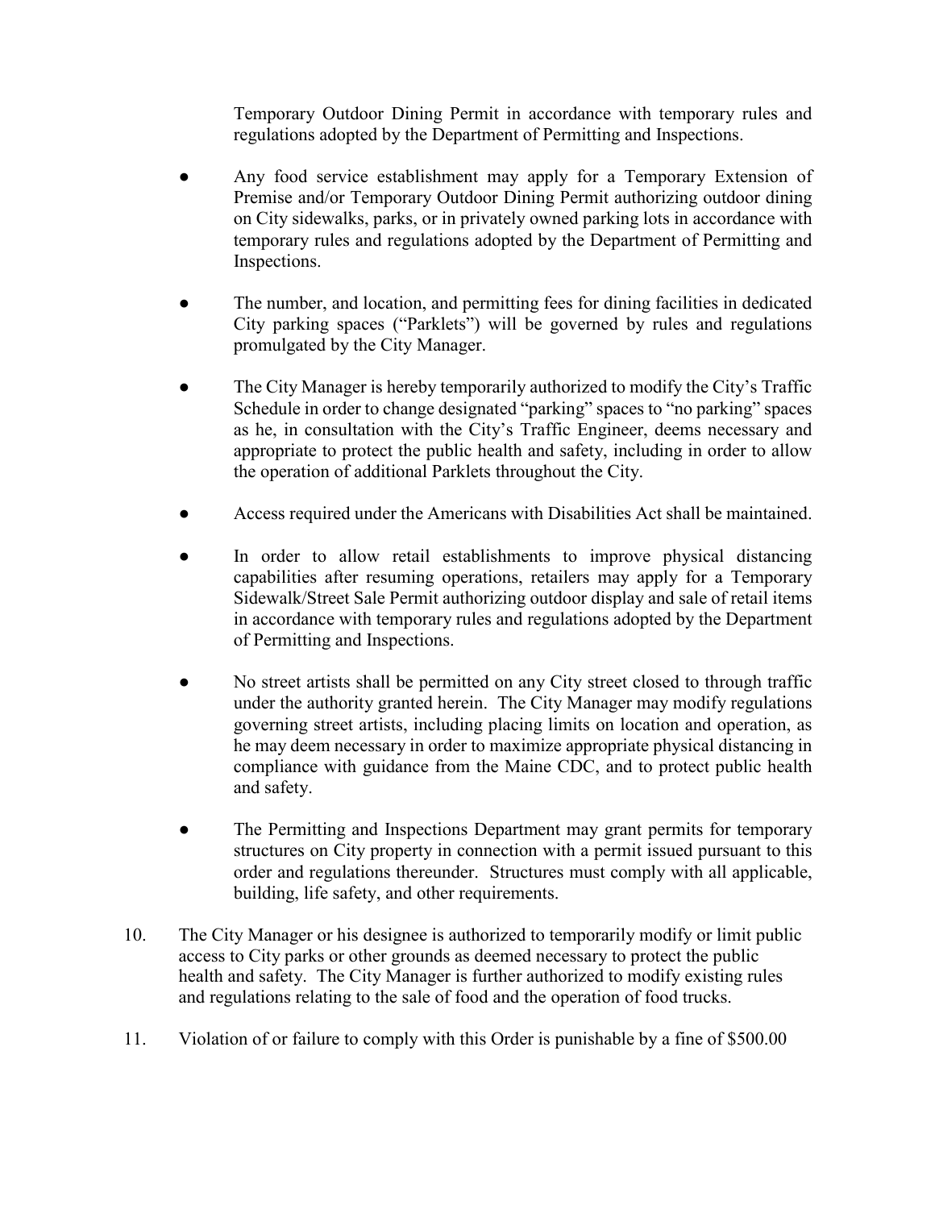Temporary Outdoor Dining Permit in accordance with temporary rules and regulations adopted by the Department of Permitting and Inspections.

- Any food service establishment may apply for a Temporary Extension of Premise and/or Temporary Outdoor Dining Permit authorizing outdoor dining on City sidewalks, parks, or in privately owned parking lots in accordance with temporary rules and regulations adopted by the Department of Permitting and Inspections.

- The number, and location, and permitting fees for dining facilities in dedicated City parking spaces ("Parklets") will be governed by rules and regulations promulgated by the City Manager.

- The City Manager is hereby temporarily authorized to modify the City's Traffic Schedule in order to change designated "parking" spaces to "no parking" spaces as he, in consultation with the City's Traffic Engineer, deems necessary and appropriate to protect the public health and safety, including in order to allow the operation of additional Parklets throughout the City.

- Access required under the Americans with Disabilities Act shall be maintained.

- In order to allow retail establishments to improve physical distancing capabilities after resuming operations, retailers may apply for a Temporary Sidewalk/Street Sale Permit authorizing outdoor display and sale of retail items in accordance with temporary rules and regulations adopted by the Department of Permitting and Inspections.

- No street artists shall be permitted on any City street closed to through traffic under the authority granted herein. The City Manager may modify regulations governing street artists, including placing limits on location and operation, as he may deem necessary in order to maximize appropriate physical distancing in compliance with guidance from the Maine CDC, and to protect public health and safety.

- The Permitting and Inspections Department may grant permits for temporary structures on City property in connection with a permit issued pursuant to this order and regulations thereunder. Structures must comply with all applicable, building, life safety, and other requirements.

10. The City Manager or his designee is authorized to temporarily modify or limit public access to City parks or other grounds as deemed necessary to protect the public health and safety. The City Manager is further authorized to modify existing rules and regulations relating to the sale of food and the operation of food trucks.

11. Violation of or failure to comply with this Order is punishable by a fine of $500.00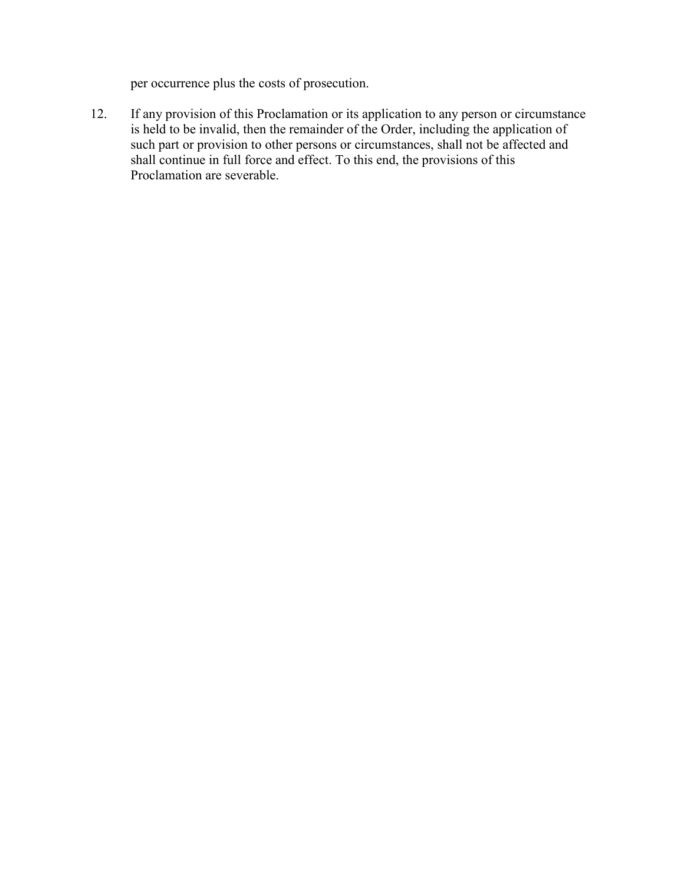per occurrence plus the costs of prosecution.

12. If any provision of this Proclamation or its application to any person or circumstance is held to be invalid, then the remainder of the Order, including the application of such part or provision to other persons or circumstances, shall not be affected and shall continue in full force and effect. To this end, the provisions of this Proclamation are severable.